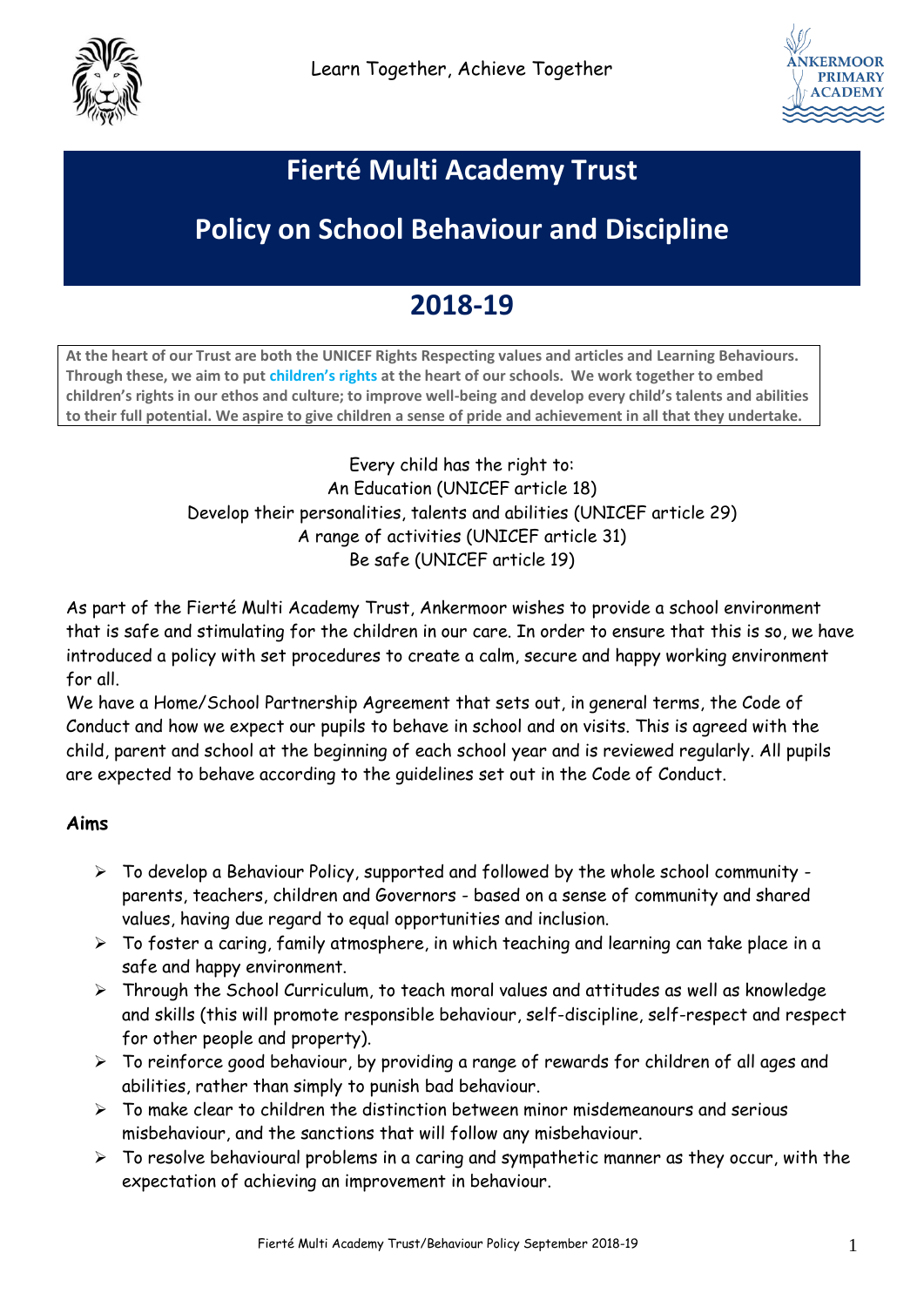Learn Together, Achieve Together

# Fierté Multi Academy Trust

# Policy on School Behaviour and Discipline

## 2018-19

**At the heart of our Trust are both the UNICEF Rights Respecting values and articles and Learning Behaviours. Through these, we aim to put children's rights at the heart of our schools. We work together to embed children's rights in our ethos and culture; to improve well-being and develop every child's talents and abilities to their full potential. We aspire to give children a sense of pride and achievement in all that they undertake.**

Every child has the right to:
An Education (UNICEF article 18)
Develop their personalities, talents and abilities (UNICEF article 29)
A range of activities (UNICEF article 31)
Be safe (UNICEF article 19)

As part of the Fierté Multi Academy Trust, Ankermoor wishes to provide a school environment that is safe and stimulating for the children in our care. In order to ensure that this is so, we have introduced a policy with set procedures to create a calm, secure and happy working environment for all.

We have a Home/School Partnership Agreement that sets out, in general terms, the Code of Conduct and how we expect our pupils to behave in school and on visits. This is agreed with the child, parent and school at the beginning of each school year and is reviewed regularly. All pupils are expected to behave according to the guidelines set out in the Code of Conduct.

### Aims

- To develop a Behaviour Policy, supported and followed by the whole school community - parents, teachers, children and Governors - based on a sense of community and shared values, having due regard to equal opportunities and inclusion.
- To foster a caring, family atmosphere, in which teaching and learning can take place in a safe and happy environment.
- Through the School Curriculum, to teach moral values and attitudes as well as knowledge and skills (this will promote responsible behaviour, self-discipline, self-respect and respect for other people and property).
- To reinforce good behaviour, by providing a range of rewards for children of all ages and abilities, rather than simply to punish bad behaviour.
- To make clear to children the distinction between minor misdemeanours and serious misbehaviour, and the sanctions that will follow any misbehaviour.
- To resolve behavioural problems in a caring and sympathetic manner as they occur, with the expectation of achieving an improvement in behaviour.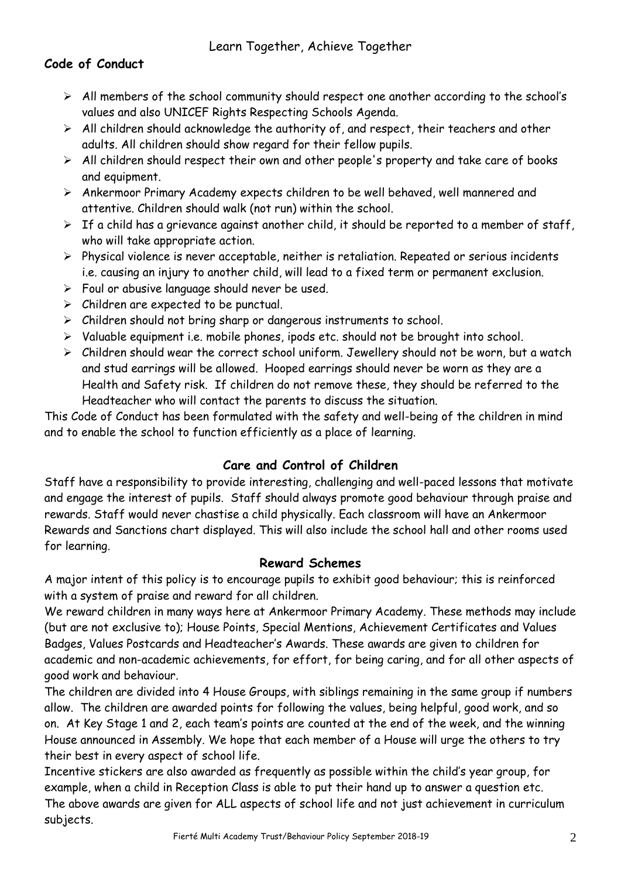Learn Together, Achieve Together

**Code of Conduct**

- All members of the school community should respect one another according to the school's values and also UNICEF Rights Respecting Schools Agenda.
- All children should acknowledge the authority of, and respect, their teachers and other adults. All children should show regard for their fellow pupils.
- All children should respect their own and other people's property and take care of books and equipment.
- Ankermoor Primary Academy expects children to be well behaved, well mannered and attentive. Children should walk (not run) within the school.
- If a child has a grievance against another child, it should be reported to a member of staff, who will take appropriate action.
- Physical violence is never acceptable, neither is retaliation. Repeated or serious incidents i.e. causing an injury to another child, will lead to a fixed term or permanent exclusion.
- Foul or abusive language should never be used.
- Children are expected to be punctual.
- Children should not bring sharp or dangerous instruments to school.
- Valuable equipment i.e. mobile phones, ipods etc. should not be brought into school.
- Children should wear the correct school uniform. Jewellery should not be worn, but a watch and stud earrings will be allowed. Hooped earrings should never be worn as they are a Health and Safety risk. If children do not remove these, they should be referred to the Headteacher who will contact the parents to discuss the situation.

This Code of Conduct has been formulated with the safety and well-being of the children in mind and to enable the school to function efficiently as a place of learning.

## Care and Control of Children

Staff have a responsibility to provide interesting, challenging and well-paced lessons that motivate and engage the interest of pupils. Staff should always promote good behaviour through praise and rewards. Staff would never chastise a child physically. Each classroom will have an Ankermoor Rewards and Sanctions chart displayed. This will also include the school hall and other rooms used for learning.

## Reward Schemes

A major intent of this policy is to encourage pupils to exhibit good behaviour; this is reinforced with a system of praise and reward for all children.

We reward children in many ways here at Ankermoor Primary Academy. These methods may include (but are not exclusive to); House Points, Special Mentions, Achievement Certificates and Values Badges, Values Postcards and Headteacher's Awards. These awards are given to children for academic and non-academic achievements, for effort, for being caring, and for all other aspects of good work and behaviour.

The children are divided into 4 House Groups, with siblings remaining in the same group if numbers allow. The children are awarded points for following the values, being helpful, good work, and so on. At Key Stage 1 and 2, each team's points are counted at the end of the week, and the winning House announced in Assembly. We hope that each member of a House will urge the others to try their best in every aspect of school life.

Incentive stickers are also awarded as frequently as possible within the child's year group, for example, when a child in Reception Class is able to put their hand up to answer a question etc.

The above awards are given for ALL aspects of school life and not just achievement in curriculum subjects.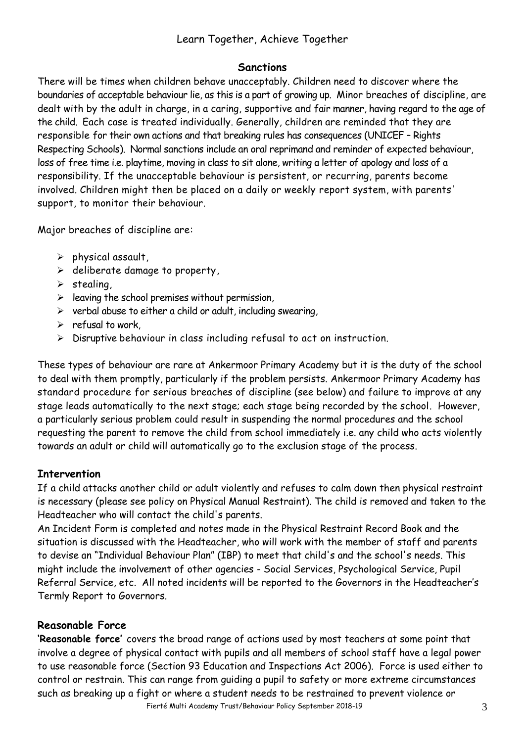## Sanctions

There will be times when children behave unacceptably. Children need to discover where the boundaries of acceptable behaviour lie, as this is a part of growing up. Minor breaches of discipline, are dealt with by the adult in charge, in a caring, supportive and fair manner, having regard to the age of the child. Each case is treated individually. Generally, children are reminded that they are responsible for their own actions and that breaking rules has consequences (UNICEF – Rights Respecting Schools). Normal sanctions include an oral reprimand and reminder of expected behaviour, loss of free time i.e. playtime, moving in class to sit alone, writing a letter of apology and loss of a responsibility. If the unacceptable behaviour is persistent, or recurring, parents become involved. Children might then be placed on a daily or weekly report system, with parents' support, to monitor their behaviour.

Major breaches of discipline are:

- physical assault,
- deliberate damage to property,
- stealing,
- leaving the school premises without permission,
- verbal abuse to either a child or adult, including swearing,
- refusal to work,
- Disruptive behaviour in class including refusal to act on instruction.

These types of behaviour are rare at Ankermoor Primary Academy but it is the duty of the school to deal with them promptly, particularly if the problem persists. Ankermoor Primary Academy has standard procedure for serious breaches of discipline (see below) and failure to improve at any stage leads automatically to the next stage; each stage being recorded by the school. However, a particularly serious problem could result in suspending the normal procedures and the school requesting the parent to remove the child from school immediately i.e. any child who acts violently towards an adult or child will automatically go to the exclusion stage of the process.

## Intervention

If a child attacks another child or adult violently and refuses to calm down then physical restraint is necessary (please see policy on Physical Manual Restraint). The child is removed and taken to the Headteacher who will contact the child's parents.

An Incident Form is completed and notes made in the Physical Restraint Record Book and the situation is discussed with the Headteacher, who will work with the member of staff and parents to devise an "Individual Behaviour Plan" (IBP) to meet that child's and the school's needs. This might include the involvement of other agencies - Social Services, Psychological Service, Pupil Referral Service, etc. All noted incidents will be reported to the Governors in the Headteacher's Termly Report to Governors.

## Reasonable Force

**'Reasonable force'** covers the broad range of actions used by most teachers at some point that involve a degree of physical contact with pupils and all members of school staff have a legal power to use reasonable force (Section 93 Education and Inspections Act 2006). Force is used either to control or restrain. This can range from guiding a pupil to safety or more extreme circumstances such as breaking up a fight or where a student needs to be restrained to prevent violence or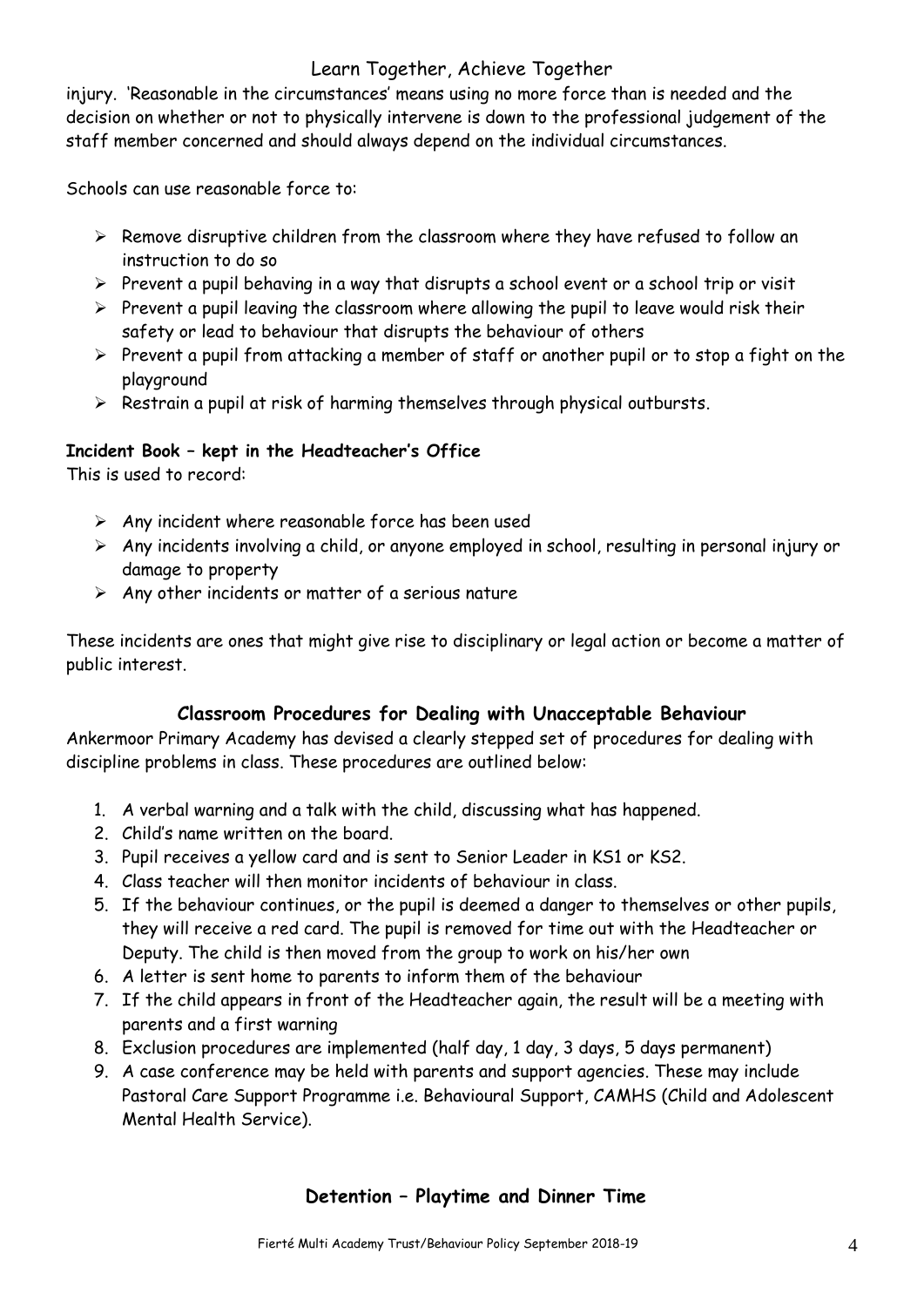injury. 'Reasonable in the circumstances' means using no more force than is needed and the decision on whether or not to physically intervene is down to the professional judgement of the staff member concerned and should always depend on the individual circumstances.

Schools can use reasonable force to:

- Remove disruptive children from the classroom where they have refused to follow an instruction to do so
- Prevent a pupil behaving in a way that disrupts a school event or a school trip or visit
- Prevent a pupil leaving the classroom where allowing the pupil to leave would risk their safety or lead to behaviour that disrupts the behaviour of others
- Prevent a pupil from attacking a member of staff or another pupil or to stop a fight on the playground
- Restrain a pupil at risk of harming themselves through physical outbursts.

**Incident Book – kept in the Headteacher's Office**

This is used to record:

- Any incident where reasonable force has been used
- Any incidents involving a child, or anyone employed in school, resulting in personal injury or damage to property
- Any other incidents or matter of a serious nature

These incidents are ones that might give rise to disciplinary or legal action or become a matter of public interest.

## Classroom Procedures for Dealing with Unacceptable Behaviour

Ankermoor Primary Academy has devised a clearly stepped set of procedures for dealing with discipline problems in class. These procedures are outlined below:

1. A verbal warning and a talk with the child, discussing what has happened.
2. Child's name written on the board.
3. Pupil receives a yellow card and is sent to Senior Leader in KS1 or KS2.
4. Class teacher will then monitor incidents of behaviour in class.
5. If the behaviour continues, or the pupil is deemed a danger to themselves or other pupils, they will receive a red card. The pupil is removed for time out with the Headteacher or Deputy. The child is then moved from the group to work on his/her own
6. A letter is sent home to parents to inform them of the behaviour
7. If the child appears in front of the Headteacher again, the result will be a meeting with parents and a first warning
8. Exclusion procedures are implemented (half day, 1 day, 3 days, 5 days permanent)
9. A case conference may be held with parents and support agencies. These may include Pastoral Care Support Programme i.e. Behavioural Support, CAMHS (Child and Adolescent Mental Health Service).

## Detention – Playtime and Dinner Time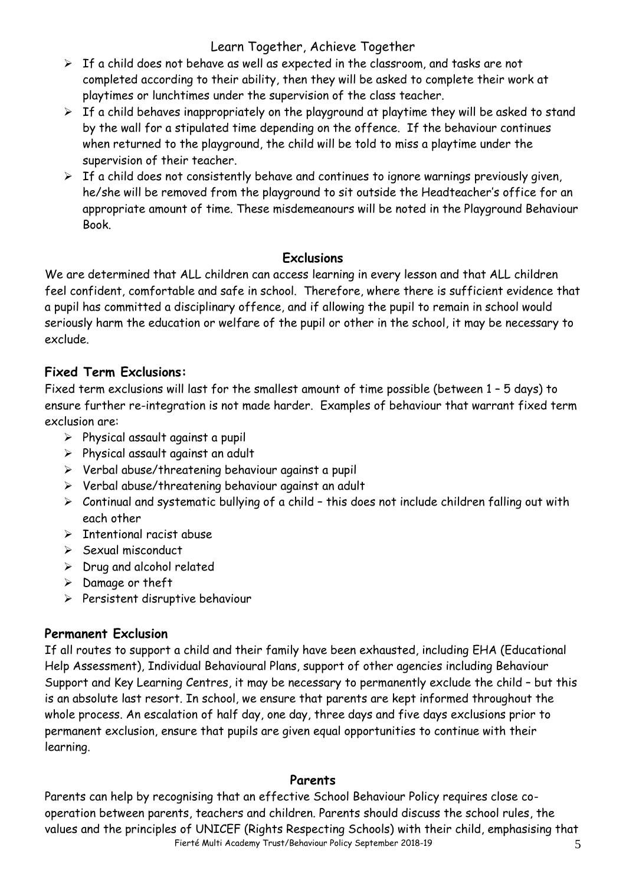- If a child does not behave as well as expected in the classroom, and tasks are not completed according to their ability, then they will be asked to complete their work at playtimes or lunchtimes under the supervision of the class teacher.
- If a child behaves inappropriately on the playground at playtime they will be asked to stand by the wall for a stipulated time depending on the offence. If the behaviour continues when returned to the playground, the child will be told to miss a playtime under the supervision of their teacher.
- If a child does not consistently behave and continues to ignore warnings previously given, he/she will be removed from the playground to sit outside the Headteacher's office for an appropriate amount of time. These misdemeanours will be noted in the Playground Behaviour Book.

## Exclusions

We are determined that ALL children can access learning in every lesson and that ALL children feel confident, comfortable and safe in school. Therefore, where there is sufficient evidence that a pupil has committed a disciplinary offence, and if allowing the pupil to remain in school would seriously harm the education or welfare of the pupil or other in the school, it may be necessary to exclude.

### Fixed Term Exclusions:

Fixed term exclusions will last for the smallest amount of time possible (between 1 – 5 days) to ensure further re-integration is not made harder. Examples of behaviour that warrant fixed term exclusion are:

- Physical assault against a pupil
- Physical assault against an adult
- Verbal abuse/threatening behaviour against a pupil
- Verbal abuse/threatening behaviour against an adult
- Continual and systematic bullying of a child – this does not include children falling out with each other
- Intentional racist abuse
- Sexual misconduct
- Drug and alcohol related
- Damage or theft
- Persistent disruptive behaviour

### Permanent Exclusion

If all routes to support a child and their family have been exhausted, including EHA (Educational Help Assessment), Individual Behavioural Plans, support of other agencies including Behaviour Support and Key Learning Centres, it may be necessary to permanently exclude the child – but this is an absolute last resort. In school, we ensure that parents are kept informed throughout the whole process. An escalation of half day, one day, three days and five days exclusions prior to permanent exclusion, ensure that pupils are given equal opportunities to continue with their learning.

## Parents

Parents can help by recognising that an effective School Behaviour Policy requires close co-operation between parents, teachers and children. Parents should discuss the school rules, the values and the principles of UNICEF (Rights Respecting Schools) with their child, emphasising that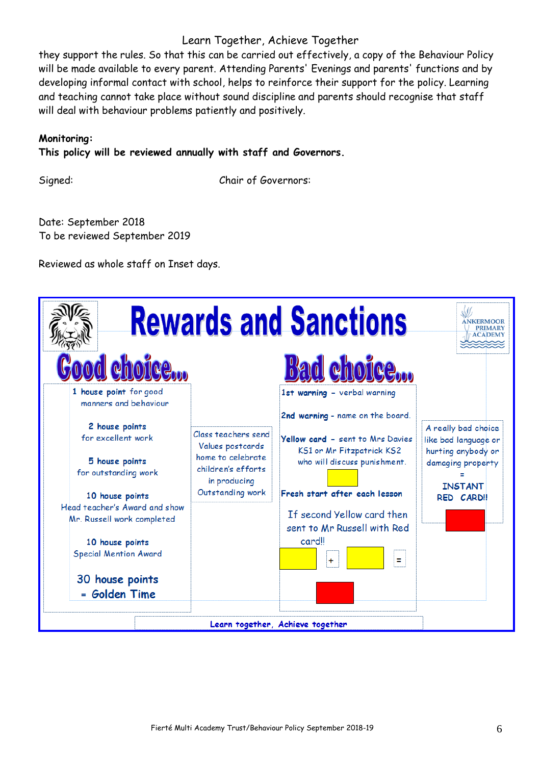they support the rules. So that this can be carried out effectively, a copy of the Behaviour Policy will be made available to every parent. Attending Parents' Evenings and parents' functions and by developing informal contact with school, helps to reinforce their support for the policy. Learning and teaching cannot take place without sound discipline and parents should recognise that staff will deal with behaviour problems patiently and positively.

**Monitoring:**
**This policy will be reviewed annually with staff and Governors.**

Signed: Chair of Governors:

Date: September 2018
To be reviewed September 2019

Reviewed as whole staff on Inset days.

# Rewards and Sanctions

ANKERMOOR PRIMARY ACADEMY

## Good choice...

**1 house point** for good manners and behaviour

**2 house points** for excellent work

**5 house points** for outstanding work

**10 house points** Head teacher's Award and show Mr. Russell work completed

**10 house points** Special Mention Award

**30 house points = Golden Time**

Class teachers send Values postcards home to celebrate children's efforts in producing Outstanding work

## Bad choice...

**1st warning** – verbal warning

**2nd warning** - name on the board.

**Yellow card** – sent to Mrs Davies KS1 or Mr Fitzpatrick KS2 who will discuss punishment.

**Fresh start after each lesson**

If second Yellow card then sent to Mr Russell with Red card!!

Yellow + Yellow = Red

A really bad choice like bad language or hurting anybody or damaging property = INSTANT RED CARD!!

**Learn together, Achieve together**